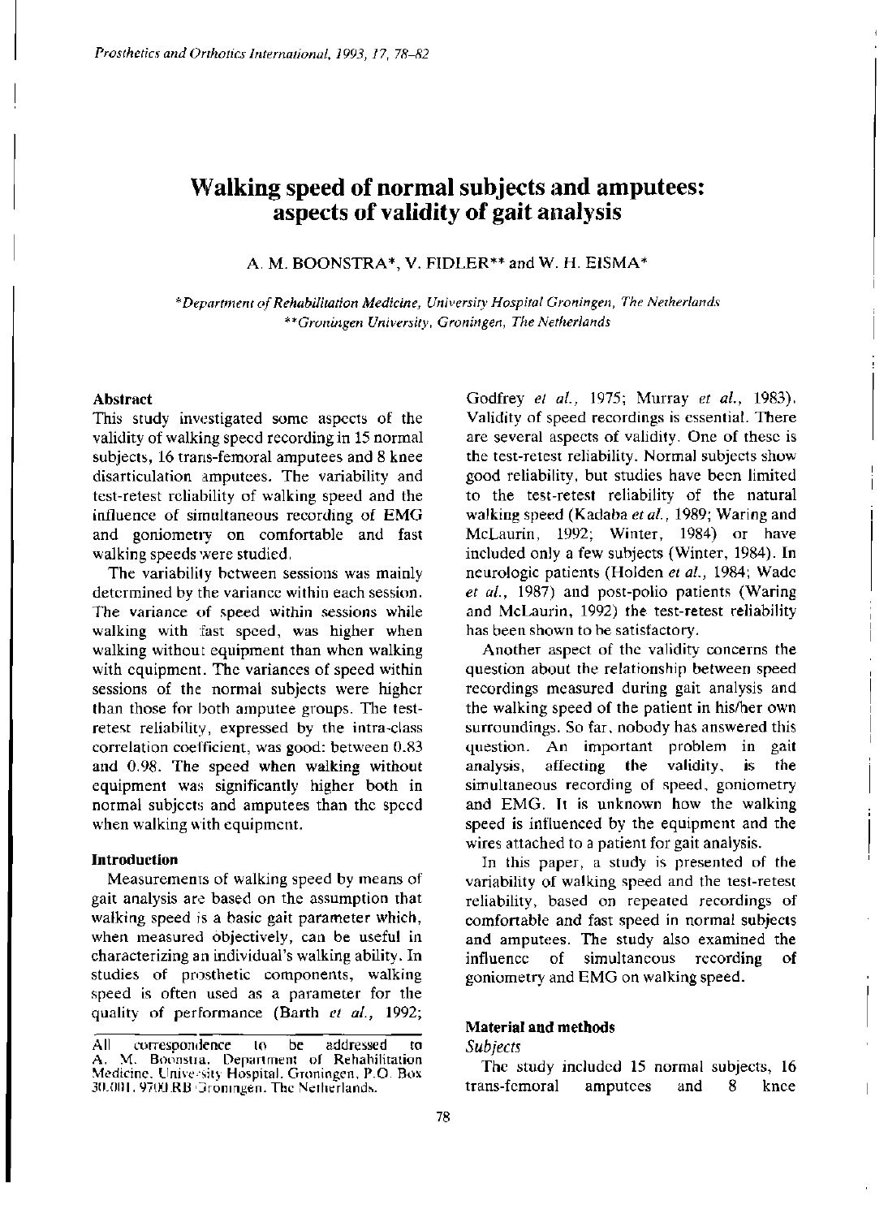# Walking speed of normal subjects and amputees: aspects of validity of gait analysis

A. M. BOONSTRA*, V. FIDLER** and W. H. EISMA*

*Department of Rehabilitation Medicine, University Hospital Groningen, The Netherlands
**Groningen University, Groningen, The Netherlands

### Abstract

This study investigated some aspects of the validity of walking speed recording in 15 normal subjects, 16 trans-femoral amputees and 8 knee disarticulation amputees. The variability and test-retest reliability of walking speed and the influence of simultaneous recording of EMG and goniometry on comfortable and fast walking speeds were studied.

The variability between sessions was mainly determined by the variance within each session. The variance of speed within sessions while walking with fast speed, was higher when walking without equipment than when walking with equipment. The variances of speed within sessions of the normal subjects were higher than those for both amputee groups. The test-retest reliability, expressed by the intra-class correlation coefficient, was good: between 0.83 and 0.98. The speed when walking without equipment was significantly higher both in normal subjects and amputees than the speed when walking with equipment.

### Introduction

Measurements of walking speed by means of gait analysis are based on the assumption that walking speed is a basic gait parameter which, when measured objectively, can be useful in characterizing an individual's walking ability. In studies of prosthetic components, walking speed is often used as a parameter for the quality of performance (Barth *et al.*, 1992; Godfrey *et al.*, 1975; Murray *et al.*, 1983). Validity of speed recordings is essential. There are several aspects of validity. One of these is the test-retest reliability. Normal subjects show good reliability, but studies have been limited to the test-retest reliability of the natural walking speed (Kadaba *et al.*, 1989; Waring and McLaurin, 1992; Winter, 1984) or have included only a few subjects (Winter, 1984). In neurologic patients (Holden *et al.*, 1984; Wade *et al.*, 1987) and post-polio patients (Waring and McLaurin, 1992) the test-retest reliability has been shown to be satisfactory.

Another aspect of the validity concerns the question about the relationship between speed recordings measured during gait analysis and the walking speed of the patient in his/her own surroundings. So far, nobody has answered this question. An important problem in gait analysis, affecting the validity, is the simultaneous recording of speed, goniometry and EMG. It is unknown how the walking speed is influenced by the equipment and the wires attached to a patient for gait analysis.

In this paper, a study is presented of the variability of walking speed and the test-retest reliability, based on repeated recordings of comfortable and fast speed in normal subjects and amputees. The study also examined the influence of simultaneous recording of goniometry and EMG on walking speed.

### Material and methods

*Subjects*

The study included 15 normal subjects, 16 trans-femoral amputees and 8 knee

All correspondence to be addressed to A. M. Boonstra, Department of Rehabilitation Medicine, University Hospital, Groningen, P.O. Box 30.001, 9700 RB Groningen, The Netherlands.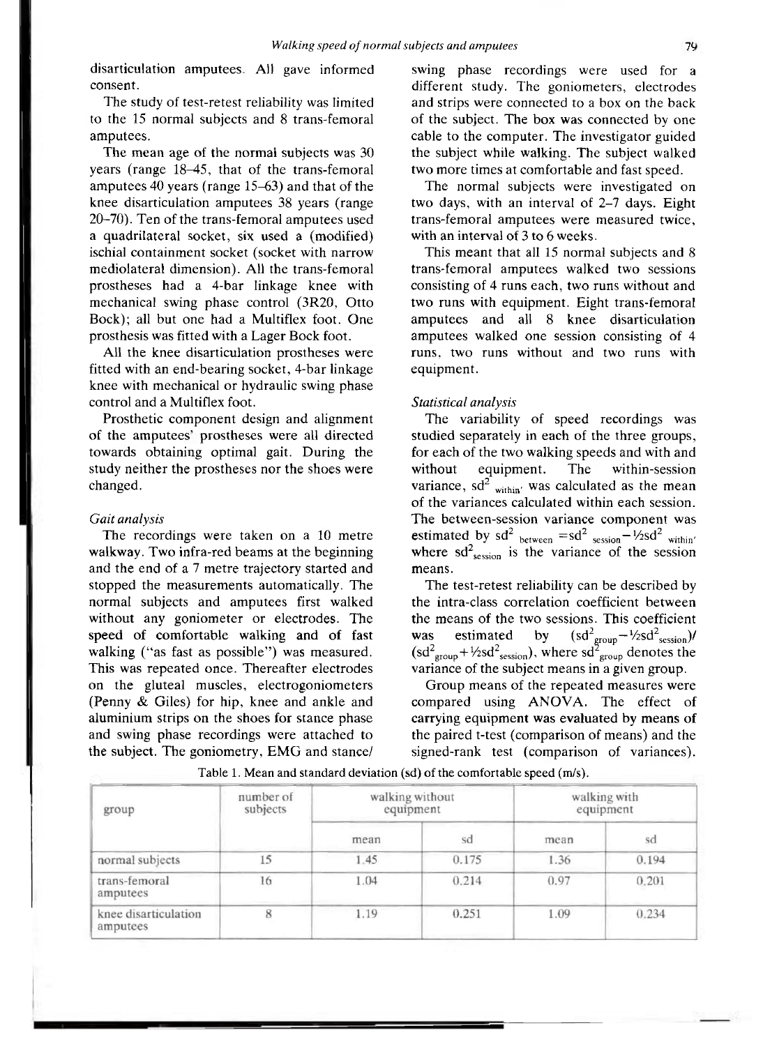disarticulation amputees. All gave informed consent.

The study of test-retest reliability was limited to the 15 normal subjects and 8 trans-femoral amputees.

The mean age of the normal subjects was 30 years (range 18–45, that of the trans-femoral amputees 40 years (range 15–63) and that of the knee disarticulation amputees 38 years (range 20–70). Ten of the trans-femoral amputees used a quadrilateral socket, six used a (modified) ischial containment socket (socket with narrow mediolateral dimension). All the trans-femoral prostheses had a 4-bar linkage knee with mechanical swing phase control (3R20, Otto Bock); all but one had a Multiflex foot. One prosthesis was fitted with a Lager Bock foot.

All the knee disarticulation prostheses were fitted with an end-bearing socket, 4-bar linkage knee with mechanical or hydraulic swing phase control and a Multiflex foot.

Prosthetic component design and alignment of the amputees' prostheses were all directed towards obtaining optimal gait. During the study neither the prostheses nor the shoes were changed.

### *Gait analysis*

The recordings were taken on a 10 metre walkway. Two infra-red beams at the beginning and the end of a 7 metre trajectory started and stopped the measurements automatically. The normal subjects and amputees first walked without any goniometer or electrodes. The speed of comfortable walking and of fast walking ("as fast as possible") was measured. This was repeated once. Thereafter electrodes on the gluteal muscles, electrogoniometers (Penny & Giles) for hip, knee and ankle and aluminium strips on the shoes for stance phase and swing phase recordings were attached to the subject. The goniometry, EMG and stance/swing phase recordings were used for a different study. The goniometers, electrodes and strips were connected to a box on the back of the subject. The box was connected by one cable to the computer. The investigator guided the subject while walking. The subject walked two more times at comfortable and fast speed.

The normal subjects were investigated on two days, with an interval of 2–7 days. Eight trans-femoral amputees were measured twice, with an interval of 3 to 6 weeks.

This meant that all 15 normal subjects and 8 trans-femoral amputees walked two sessions consisting of 4 runs each, two runs without and two runs with equipment. Eight trans-femoral amputees and all 8 knee disarticulation amputees walked one session consisting of 4 runs, two runs without and two runs with equipment.

### *Statistical analysis*

The variability of speed recordings was studied separately in each of the three groups, for each of the two walking speeds and with and without equipment. The within-session variance, $sd^2_{within}$, was calculated as the mean of the variances calculated within each session. The between-session variance component was estimated by $sd^2_{between} = sd^2_{session} - \frac{1}{2}sd^2_{within}$, where $sd^2_{session}$ is the variance of the session means.

The test-retest reliability can be described by the intra-class correlation coefficient between the means of the two sessions. This coefficient was estimated by $(sd^2_{group} - \frac{1}{2}sd^2_{session})/(sd^2_{group} + \frac{1}{2}sd^2_{session})$, where $sd^2_{group}$ denotes the variance of the subject means in a given group.

Group means of the repeated measures were compared using ANOVA. The effect of carrying equipment was evaluated by means of the paired t-test (comparison of means) and the signed-rank test (comparison of variances).

Table 1. Mean and standard deviation (sd) of the comfortable speed (m/s).

| group | number of subjects | walking without equipment | | walking with equipment | |
|---|---|---|---|---|---|
| | | mean | sd | mean | sd |
| normal subjects | 15 | 1.45 | 0.175 | 1.36 | 0.194 |
| trans-femoral amputees | 16 | 1.04 | 0.214 | 0.97 | 0.201 |
| knee disarticulation amputees | 8 | 1.19 | 0.251 | 1.09 | 0.234 |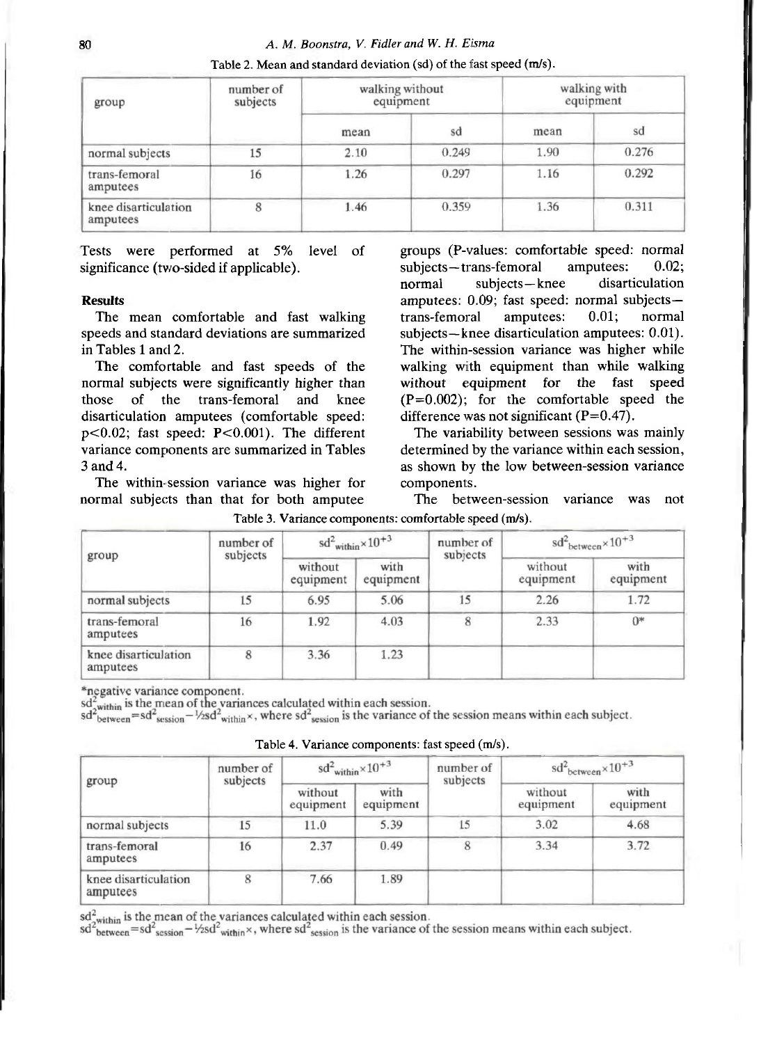Table 2. Mean and standard deviation (sd) of the fast speed (m/s).

| group | number of subjects | walking without equipment | | walking with equipment | |
|---|---|---|---|---|---|
| | | mean | sd | mean | sd |
| normal subjects | 15 | 2.10 | 0.249 | 1.90 | 0.276 |
| trans-femoral amputees | 16 | 1.26 | 0.297 | 1.16 | 0.292 |
| knee disarticulation amputees | 8 | 1.46 | 0.359 | 1.36 | 0.311 |

Tests were performed at 5% level of significance (two-sided if applicable).

**Results**

The mean comfortable and fast walking speeds and standard deviations are summarized in Tables 1 and 2.

The comfortable and fast speeds of the normal subjects were significantly higher than those of the trans-femoral and knee disarticulation amputees (comfortable speed: $p<0.02$; fast speed: $P<0.001$). The different variance components are summarized in Tables 3 and 4.

The within-session variance was higher for normal subjects than that for both amputee groups (P-values: comfortable speed: normal subjects—trans-femoral amputees: 0.02; normal subjects—knee disarticulation amputees: 0.09; fast speed: normal subjects—trans-femoral amputees: 0.01; normal subjects—knee disarticulation amputees: 0.01). The within-session variance was higher while walking with equipment than while walking without equipment for the fast speed ($P=0.002$); for the comfortable speed the difference was not significant ($P=0.47$).

The variability between sessions was mainly determined by the variance within each session, as shown by the low between-session variance components.

The between-session variance was not

Table 3. Variance components: comfortable speed (m/s).

| group | number of subjects | $sd^2_{within} \times 10^{+3}$ | | number of subjects | $sd^2_{between} \times 10^{+3}$ | |
|---|---|---|---|---|---|---|
| | | without equipment | with equipment | | without equipment | with equipment |
| normal subjects | 15 | 6.95 | 5.06 | 15 | 2.26 | 1.72 |
| trans-femoral amputees | 16 | 1.92 | 4.03 | 8 | 2.33 | 0* |
| knee disarticulation amputees | 8 | 3.36 | 1.23 | | | |

*negative variance component.
$sd^2_{within}$ is the mean of the variances calculated within each session.
$sd^2_{between} = sd^2_{session} - \frac{1}{2} sd^2_{within} \times$, where $sd^2_{session}$ is the variance of the session means within each subject.

Table 4. Variance components: fast speed (m/s).

| group | number of subjects | $sd^2_{within} \times 10^{+3}$ | | number of subjects | $sd^2_{between} \times 10^{+3}$ | |
|---|---|---|---|---|---|---|
| | | without equipment | with equipment | | without equipment | with equipment |
| normal subjects | 15 | 11.0 | 5.39 | 15 | 3.02 | 4.68 |
| trans-femoral amputees | 16 | 2.37 | 0.49 | 8 | 3.34 | 3.72 |
| knee disarticulation amputees | 8 | 7.66 | 1.89 | | | |

$sd^2_{within}$ is the mean of the variances calculated within each session.
$sd^2_{between} = sd^2_{session} - \frac{1}{2} sd^2_{within} \times$, where $sd^2_{session}$ is the variance of the session means within each subject.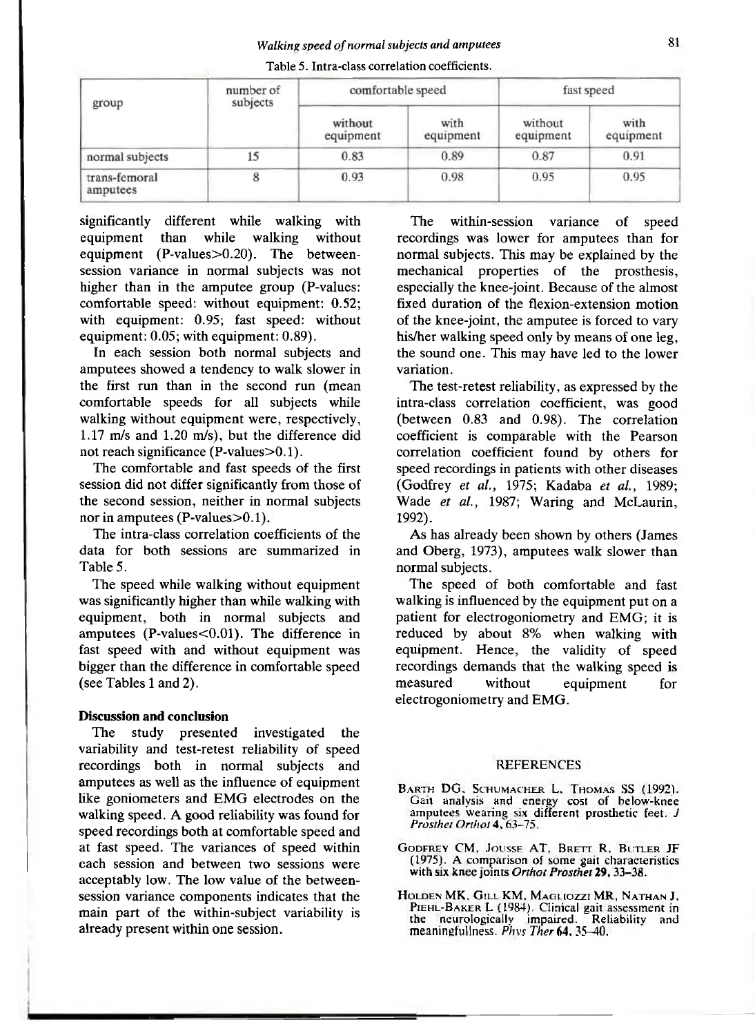Table 5. Intra-class correlation coefficients.

| group | number of subjects | comfortable speed | | fast speed | |
|---|---|---|---|---|---|
| | | without equipment | with equipment | without equipment | with equipment |
| normal subjects | 15 | 0.83 | 0.89 | 0.87 | 0.91 |
| trans-femoral amputees | 8 | 0.93 | 0.98 | 0.95 | 0.95 |

significantly different while walking with equipment than while walking without equipment (P-values>0.20). The between-session variance in normal subjects was not higher than in the amputee group (P-values: comfortable speed: without equipment: 0.52; with equipment: 0.95; fast speed: without equipment: 0.05; with equipment: 0.89).

In each session both normal subjects and amputees showed a tendency to walk slower in the first run than in the second run (mean comfortable speeds for all subjects while walking without equipment were, respectively, 1.17 m/s and 1.20 m/s), but the difference did not reach significance (P-values>0.1).

The comfortable and fast speeds of the first session did not differ significantly from those of the second session, neither in normal subjects nor in amputees (P-values>0.1).

The intra-class correlation coefficients of the data for both sessions are summarized in Table 5.

The speed while walking without equipment was significantly higher than while walking with equipment, both in normal subjects and amputees (P-values<0.01). The difference in fast speed with and without equipment was bigger than the difference in comfortable speed (see Tables 1 and 2).

## Discussion and conclusion

The study presented investigated the variability and test-retest reliability of speed recordings both in normal subjects and amputees as well as the influence of equipment like goniometers and EMG electrodes on the walking speed. A good reliability was found for speed recordings both at comfortable speed and at fast speed. The variances of speed within each session and between two sessions were acceptably low. The low value of the between-session variance components indicates that the main part of the within-subject variability is already present within one session.

The within-session variance of speed recordings was lower for amputees than for normal subjects. This may be explained by the mechanical properties of the prosthesis, especially the knee-joint. Because of the almost fixed duration of the flexion-extension motion of the knee-joint, the amputee is forced to vary his/her walking speed only by means of one leg, the sound one. This may have led to the lower variation.

The test-retest reliability, as expressed by the intra-class correlation coefficient, was good (between 0.83 and 0.98). The correlation coefficient is comparable with the Pearson correlation coefficient found by others for speed recordings in patients with other diseases (Godfrey *et al.*, 1975; Kadaba *et al.*, 1989; Wade *et al.*, 1987; Waring and McLaurin, 1992).

As has already been shown by others (James and Oberg, 1973), amputees walk slower than normal subjects.

The speed of both comfortable and fast walking is influenced by the equipment put on a patient for electrogoniometry and EMG; it is reduced by about 8% when walking with equipment. Hence, the validity of speed recordings demands that the walking speed is measured without equipment for electrogoniometry and EMG.

## REFERENCES

Barth DG, Schumacher L, Thomas SS (1992). Gait analysis and energy cost of below-knee amputees wearing six different prosthetic feet. *J Prosthet Orthot* **4**, 63–75.

Godfrey CM, Jousse AT, Brett R, Butler JF (1975). A comparison of some gait characteristics with six knee joints *Orthot Prosthet* **29**, 33–38.

Holden MK, Gill KM, Magliozzi MR, Nathan J, Piehl-Baker L (1984). Clinical gait assessment in the neurologically impaired. Reliability and meaningfullness. *Phys Ther* **64**, 35–40.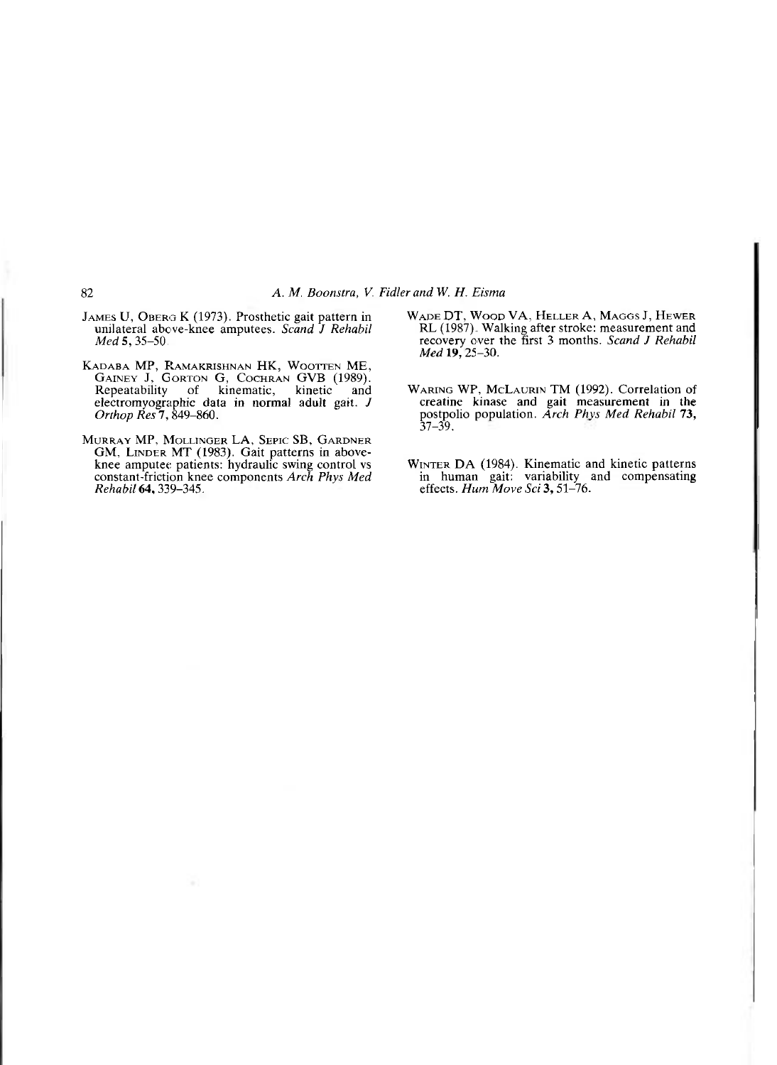James U, Oberg K (1973). Prosthetic gait pattern in unilateral above-knee amputees. *Scand J Rehabil Med* **5**, 35–50.

Kadaba MP, Ramakrishnan HK, Wootten ME, Gainey J, Gorton G, Cochran GVB (1989). Repeatability of kinematic, kinetic and electromyographic data in normal adult gait. *J Orthop Res* **7**, 849–860.

Murray MP, Mollinger LA, Sepic SB, Gardner GM, Linder MT (1983). Gait patterns in above-knee amputee patients: hydraulic swing control vs constant-friction knee components *Arch Phys Med Rehabil* **64**, 339–345.

Wade DT, Wood VA, Heller A, Maggs J, Hewer RL (1987). Walking after stroke: measurement and recovery over the first 3 months. *Scand J Rehabil Med* **19**, 25–30.

Waring WP, McLaurin TM (1992). Correlation of creatine kinase and gait measurement in the postpolio population. *Arch Phys Med Rehabil* **73**, 37–39.

Winter DA (1984). Kinematic and kinetic patterns in human gait: variability and compensating effects. *Hum Move Sci* **3**, 51–76.